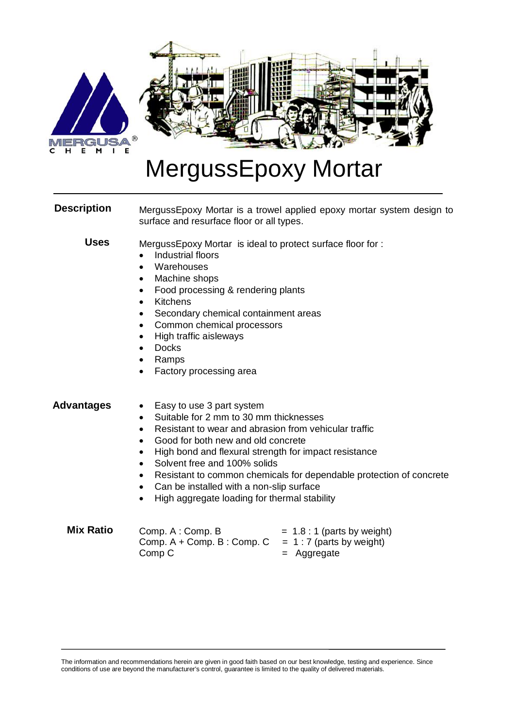# MergussEpoxy Mortar

**Description**

MergussEpoxy Mortar is a trowel applied epoxy mortar system design to surface and resurface floor or all types.

**Uses**

MergussEpoxy Mortar is ideal to protect surface floor for :

- Industrial floors
- Warehouses
- Machine shops
- Food processing & rendering plants
- Kitchens
- Secondary chemical containment areas
- Common chemical processors
- High traffic aisleways
- Docks
- Ramps
- Factory processing area

**Advantages**

- Easy to use 3 part system
- Suitable for 2 mm to 30 mm thicknesses
- Resistant to wear and abrasion from vehicular traffic
- Good for both new and old concrete
- High bond and flexural strength for impact resistance
- Solvent free and 100% solids
- Resistant to common chemicals for dependable protection of concrete
- Can be installed with a non-slip surface
- High aggregate loading for thermal stability

**Mix Ratio**

| | |
|---|---|
| Comp. A : Comp. B | = 1.8 : 1 (parts by weight) |
| Comp. A + Comp. B : Comp. C | = 1 : 7 (parts by weight) |
| Comp C | = Aggregate |

The information and recommendations herein are given in good faith based on our best knowledge, testing and experience. Since conditions of use are beyond the manufacturer's control, guarantee is limited to the quality of delivered materials.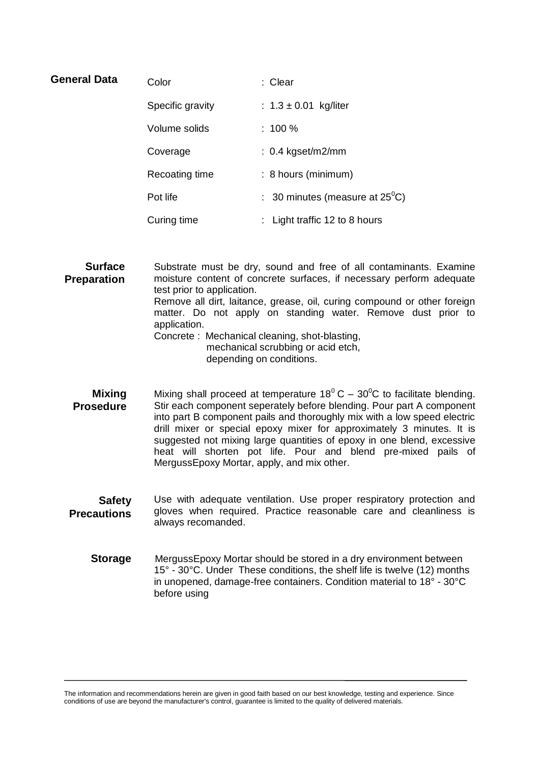## General Data

| | |
|---|---|
| Color | : Clear |
| Specific gravity | : 1.3 ± 0.01 kg/liter |
| Volume solids | : 100 % |
| Coverage | : 0.4 kgset/m2/mm |
| Recoating time | : 8 hours (minimum) |
| Pot life | : 30 minutes (measure at $25^0$C) |
| Curing time | : Light traffic 12 to 8 hours |

## Surface Preparation

Substrate must be dry, sound and free of all contaminants. Examine moisture content of concrete surfaces, if necessary perform adequate test prior to application.
Remove all dirt, laitance, grease, oil, curing compound or other foreign matter. Do not apply on standing water. Remove dust prior to application.
Concrete : Mechanical cleaning, shot-blasting, mechanical scrubbing or acid etch, depending on conditions.

## Mixing Prosedure

Mixing shall proceed at temperature $18^0$ C – $30^0$C to facilitate blending. Stir each component seperately before blending. Pour part A component into part B component pails and thoroughly mix with a low speed electric drill mixer or special epoxy mixer for approximately 3 minutes. It is suggested not mixing large quantities of epoxy in one blend, excessive heat will shorten pot life. Pour and blend pre-mixed pails of MergussEpoxy Mortar, apply, and mix other.

## Safety Precautions

Use with adequate ventilation. Use proper respiratory protection and gloves when required. Practice reasonable care and cleanliness is always recomanded.

## Storage

MergussEpoxy Mortar should be stored in a dry environment between 15° - 30°C. Under These conditions, the shelf life is twelve (12) months in unopened, damage-free containers. Condition material to 18° - 30°C before using

---

The information and recommendations herein are given in good faith based on our best knowledge, testing and experience. Since conditions of use are beyond the manufacturer's control, guarantee is limited to the quality of delivered materials.